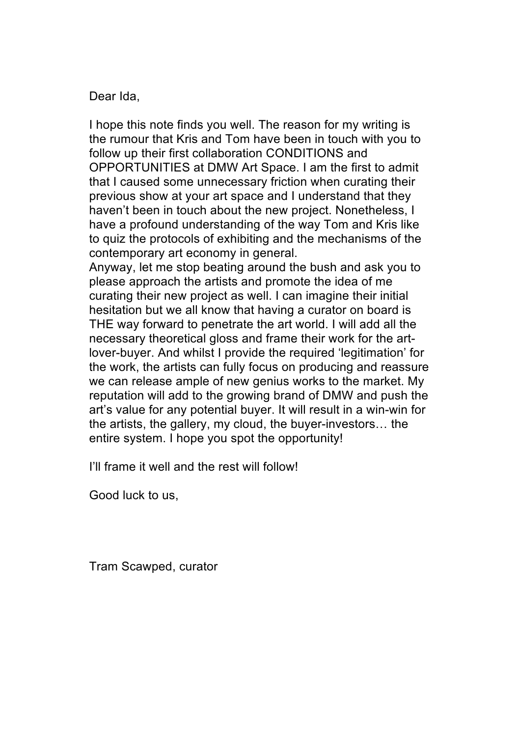Dear Ida,

I hope this note finds you well. The reason for my writing is the rumour that Kris and Tom have been in touch with you to follow up their first collaboration CONDITIONS and OPPORTUNITIES at DMW Art Space. I am the first to admit that I caused some unnecessary friction when curating their previous show at your art space and I understand that they haven't been in touch about the new project. Nonetheless, I have a profound understanding of the way Tom and Kris like to quiz the protocols of exhibiting and the mechanisms of the contemporary art economy in general.
Anyway, let me stop beating around the bush and ask you to please approach the artists and promote the idea of me curating their new project as well. I can imagine their initial hesitation but we all know that having a curator on board is THE way forward to penetrate the art world. I will add all the necessary theoretical gloss and frame their work for the art-lover-buyer. And whilst I provide the required 'legitimation' for the work, the artists can fully focus on producing and reassure we can release ample of new genius works to the market. My reputation will add to the growing brand of DMW and push the art's value for any potential buyer. It will result in a win-win for the artists, the gallery, my cloud, the buyer-investors… the entire system. I hope you spot the opportunity!

I'll frame it well and the rest will follow!

Good luck to us,

Tram Scawped, curator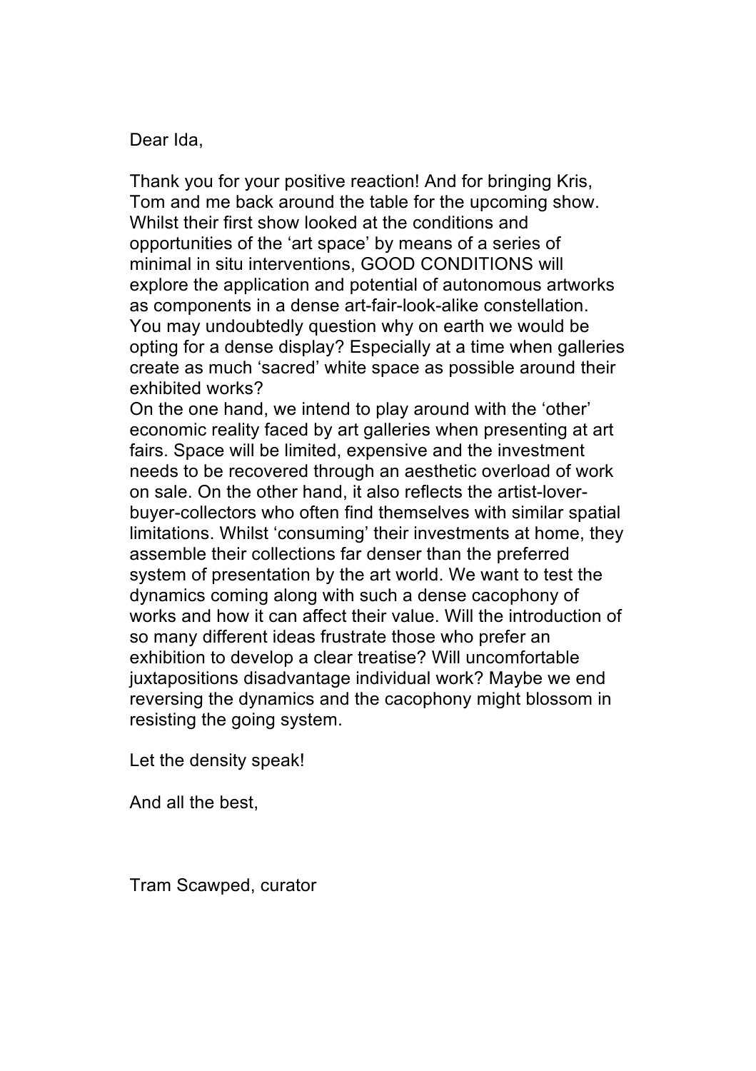Dear Ida,

Thank you for your positive reaction! And for bringing Kris, Tom and me back around the table for the upcoming show. Whilst their first show looked at the conditions and opportunities of the ‘art space’ by means of a series of minimal in situ interventions, GOOD CONDITIONS will explore the application and potential of autonomous artworks as components in a dense art-fair-look-alike constellation. You may undoubtedly question why on earth we would be opting for a dense display? Especially at a time when galleries create as much ‘sacred’ white space as possible around their exhibited works?
On the one hand, we intend to play around with the ‘other’ economic reality faced by art galleries when presenting at art fairs. Space will be limited, expensive and the investment needs to be recovered through an aesthetic overload of work on sale. On the other hand, it also reflects the artist-lover-buyer-collectors who often find themselves with similar spatial limitations. Whilst ‘consuming’ their investments at home, they assemble their collections far denser than the preferred system of presentation by the art world. We want to test the dynamics coming along with such a dense cacophony of works and how it can affect their value. Will the introduction of so many different ideas frustrate those who prefer an exhibition to develop a clear treatise? Will uncomfortable juxtapositions disadvantage individual work? Maybe we end reversing the dynamics and the cacophony might blossom in resisting the going system.

Let the density speak!

And all the best,

Tram Scawped, curator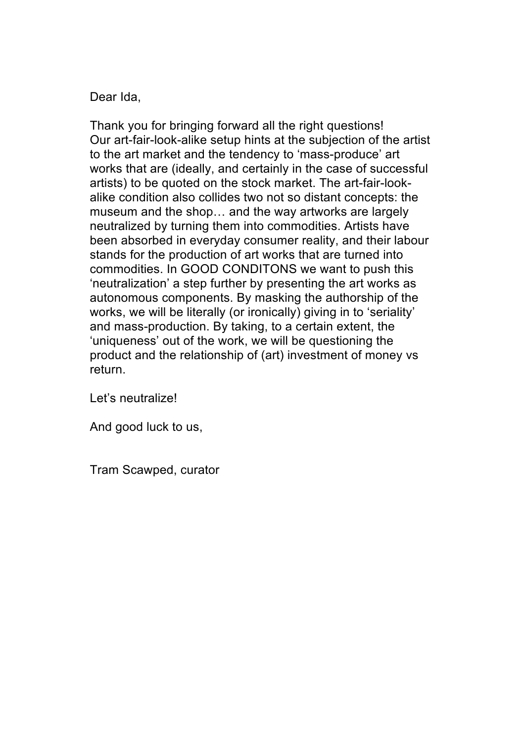Dear Ida,

Thank you for bringing forward all the right questions!
Our art-fair-look-alike setup hints at the subjection of the artist to the art market and the tendency to 'mass-produce' art works that are (ideally, and certainly in the case of successful artists) to be quoted on the stock market. The art-fair-look-alike condition also collides two not so distant concepts: the museum and the shop… and the way artworks are largely neutralized by turning them into commodities. Artists have been absorbed in everyday consumer reality, and their labour stands for the production of art works that are turned into commodities. In GOOD CONDITONS we want to push this 'neutralization' a step further by presenting the art works as autonomous components. By masking the authorship of the works, we will be literally (or ironically) giving in to 'seriality' and mass-production. By taking, to a certain extent, the 'uniqueness' out of the work, we will be questioning the product and the relationship of (art) investment of money vs return.

Let's neutralize!

And good luck to us,

Tram Scawped, curator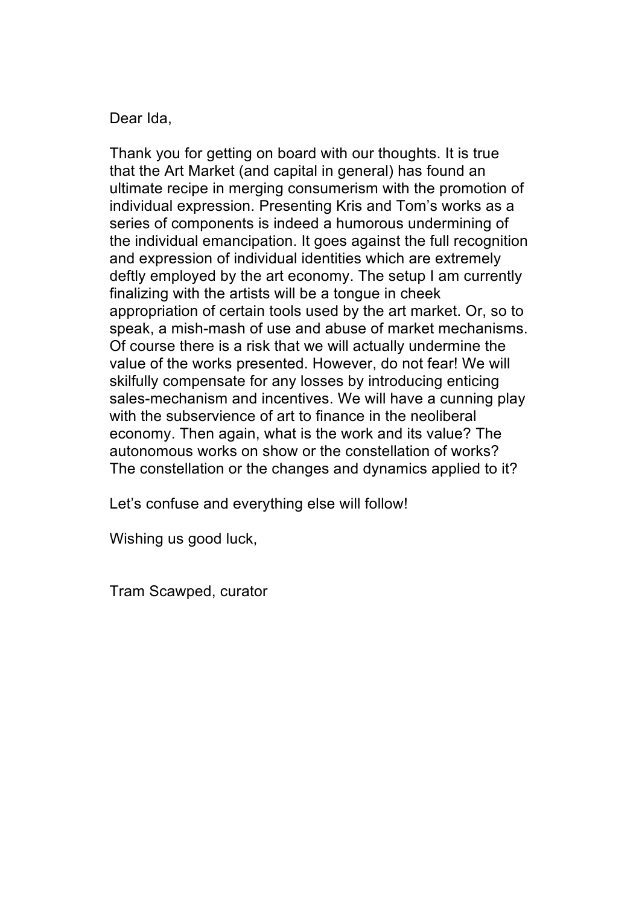Dear Ida,

Thank you for getting on board with our thoughts. It is true that the Art Market (and capital in general) has found an ultimate recipe in merging consumerism with the promotion of individual expression. Presenting Kris and Tom's works as a series of components is indeed a humorous undermining of the individual emancipation. It goes against the full recognition and expression of individual identities which are extremely deftly employed by the art economy. The setup I am currently finalizing with the artists will be a tongue in cheek appropriation of certain tools used by the art market. Or, so to speak, a mish-mash of use and abuse of market mechanisms. Of course there is a risk that we will actually undermine the value of the works presented. However, do not fear! We will skilfully compensate for any losses by introducing enticing sales-mechanism and incentives. We will have a cunning play with the subservience of art to finance in the neoliberal economy. Then again, what is the work and its value? The autonomous works on show or the constellation of works? The constellation or the changes and dynamics applied to it?

Let's confuse and everything else will follow!

Wishing us good luck,

Tram Scawped, curator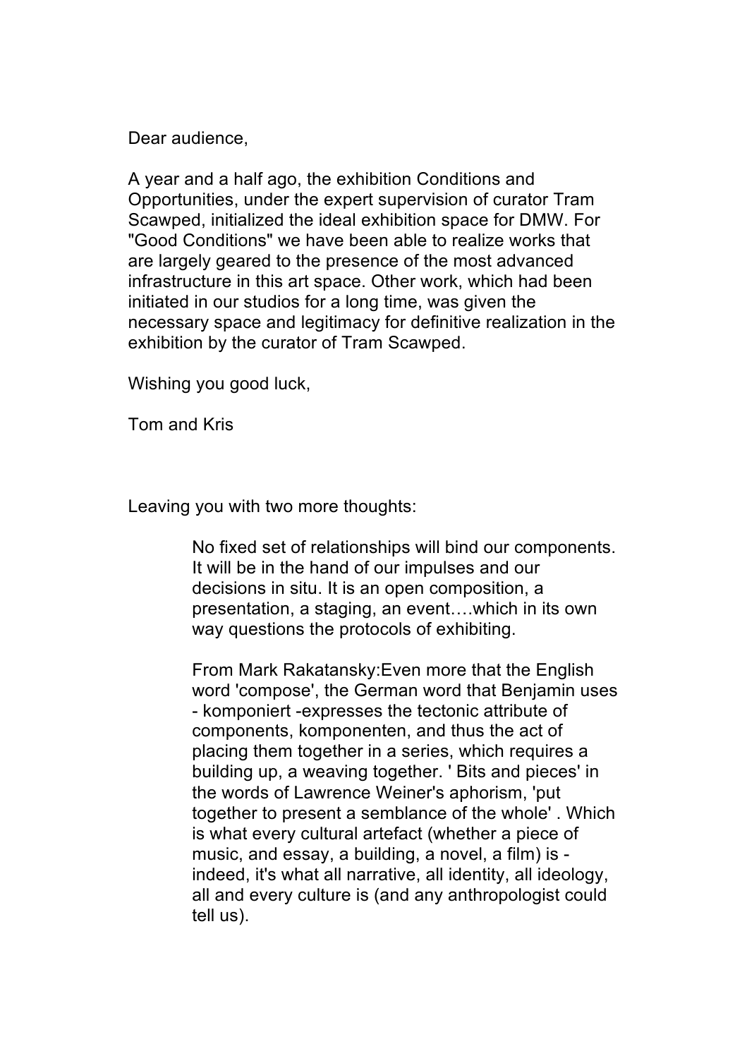Dear audience,

A year and a half ago, the exhibition Conditions and Opportunities, under the expert supervision of curator Tram Scawped, initialized the ideal exhibition space for DMW. For "Good Conditions" we have been able to realize works that are largely geared to the presence of the most advanced infrastructure in this art space. Other work, which had been initiated in our studios for a long time, was given the necessary space and legitimacy for definitive realization in the exhibition by the curator of Tram Scawped.

Wishing you good luck,

Tom and Kris

Leaving you with two more thoughts:

> No fixed set of relationships will bind our components. It will be in the hand of our impulses and our decisions in situ. It is an open composition, a presentation, a staging, an event….which in its own way questions the protocols of exhibiting.
>
> From Mark Rakatansky:Even more that the English word 'compose', the German word that Benjamin uses - komponiert -expresses the tectonic attribute of components, komponenten, and thus the act of placing them together in a series, which requires a building up, a weaving together. ' Bits and pieces' in the words of Lawrence Weiner's aphorism, 'put together to present a semblance of the whole' . Which is what every cultural artefact (whether a piece of music, and essay, a building, a novel, a film) is - indeed, it's what all narrative, all identity, all ideology, all and every culture is (and any anthropologist could tell us).